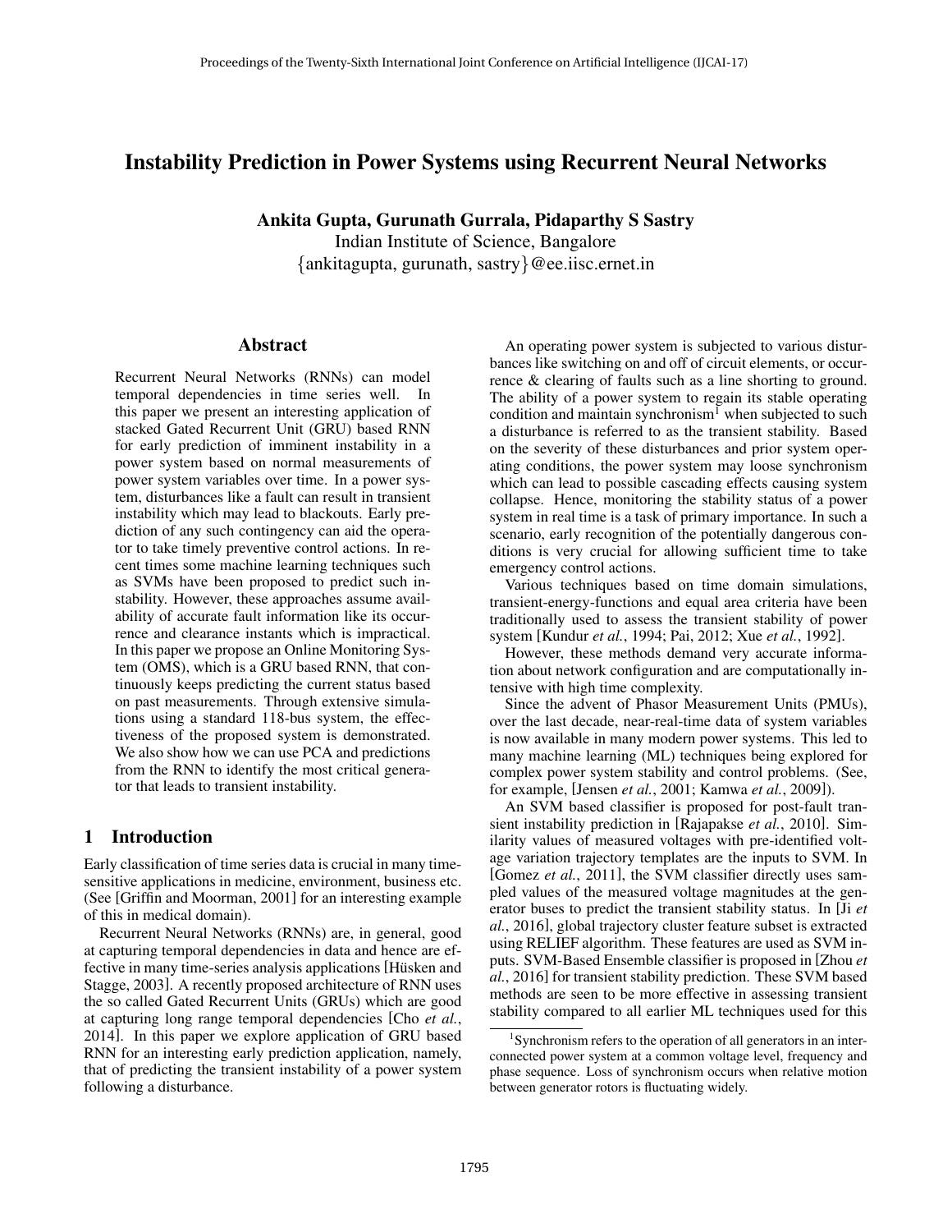# Instability Prediction in Power Systems using Recurrent Neural Networks

**Ankita Gupta, Gurunath Gurrala, Pidaparthy S Sastry**
Indian Institute of Science, Bangalore
{ankitagupta, gurunath, sastry}@ee.iisc.ernet.in

## Abstract

Recurrent Neural Networks (RNNs) can model temporal dependencies in time series well. In this paper we present an interesting application of stacked Gated Recurrent Unit (GRU) based RNN for early prediction of imminent instability in a power system based on normal measurements of power system variables over time. In a power system, disturbances like a fault can result in transient instability which may lead to blackouts. Early prediction of any such contingency can aid the operator to take timely preventive control actions. In recent times some machine learning techniques such as SVMs have been proposed to predict such instability. However, these approaches assume availability of accurate fault information like its occurrence and clearance instants which is impractical. In this paper we propose an Online Monitoring System (OMS), which is a GRU based RNN, that continuously keeps predicting the current status based on past measurements. Through extensive simulations using a standard 118-bus system, the effectiveness of the proposed system is demonstrated. We also show how we can use PCA and predictions from the RNN to identify the most critical generator that leads to transient instability.

## 1 Introduction

Early classification of time series data is crucial in many time-sensitive applications in medicine, environment, business etc. (See [Griffin and Moorman, 2001] for an interesting example of this in medical domain).

Recurrent Neural Networks (RNNs) are, in general, good at capturing temporal dependencies in data and hence are effective in many time-series analysis applications [Hüsken and Stagge, 2003]. A recently proposed architecture of RNN uses the so called Gated Recurrent Units (GRUs) which are good at capturing long range temporal dependencies [Cho *et al.*, 2014]. In this paper we explore application of GRU based RNN for an interesting early prediction application, namely, that of predicting the transient instability of a power system following a disturbance.

An operating power system is subjected to various disturbances like switching on and off of circuit elements, or occurrence & clearing of faults such as a line shorting to ground. The ability of a power system to regain its stable operating condition and maintain synchronism[1] when subjected to such a disturbance is referred to as the transient stability. Based on the severity of these disturbances and prior system operating conditions, the power system may loose synchronism which can lead to possible cascading effects causing system collapse. Hence, monitoring the stability status of a power system in real time is a task of primary importance. In such a scenario, early recognition of the potentially dangerous conditions is very crucial for allowing sufficient time to take emergency control actions.

Various techniques based on time domain simulations, transient-energy-functions and equal area criteria have been traditionally used to assess the transient stability of power system [Kundur *et al.*, 1994; Pai, 2012; Xue *et al.*, 1992].

However, these methods demand very accurate information about network configuration and are computationally intensive with high time complexity.

Since the advent of Phasor Measurement Units (PMUs), over the last decade, near-real-time data of system variables is now available in many modern power systems. This led to many machine learning (ML) techniques being explored for complex power system stability and control problems. (See, for example, [Jensen *et al.*, 2001; Kamwa *et al.*, 2009]).

An SVM based classifier is proposed for post-fault transient instability prediction in [Rajapakse *et al.*, 2010]. Similarity values of measured voltages with pre-identified voltage variation trajectory templates are the inputs to SVM. In [Gomez *et al.*, 2011], the SVM classifier directly uses sampled values of the measured voltage magnitudes at the generator buses to predict the transient stability status. In [Ji *et al.*, 2016], global trajectory cluster feature subset is extracted using RELIEF algorithm. These features are used as SVM inputs. SVM-Based Ensemble classifier is proposed in [Zhou *et al.*, 2016] for transient stability prediction. These SVM based methods are seen to be more effective in assessing transient stability compared to all earlier ML techniques used for this

[1] Synchronism refers to the operation of all generators in an interconnected power system at a common voltage level, frequency and phase sequence. Loss of synchronism occurs when relative motion between generator rotors is fluctuating widely.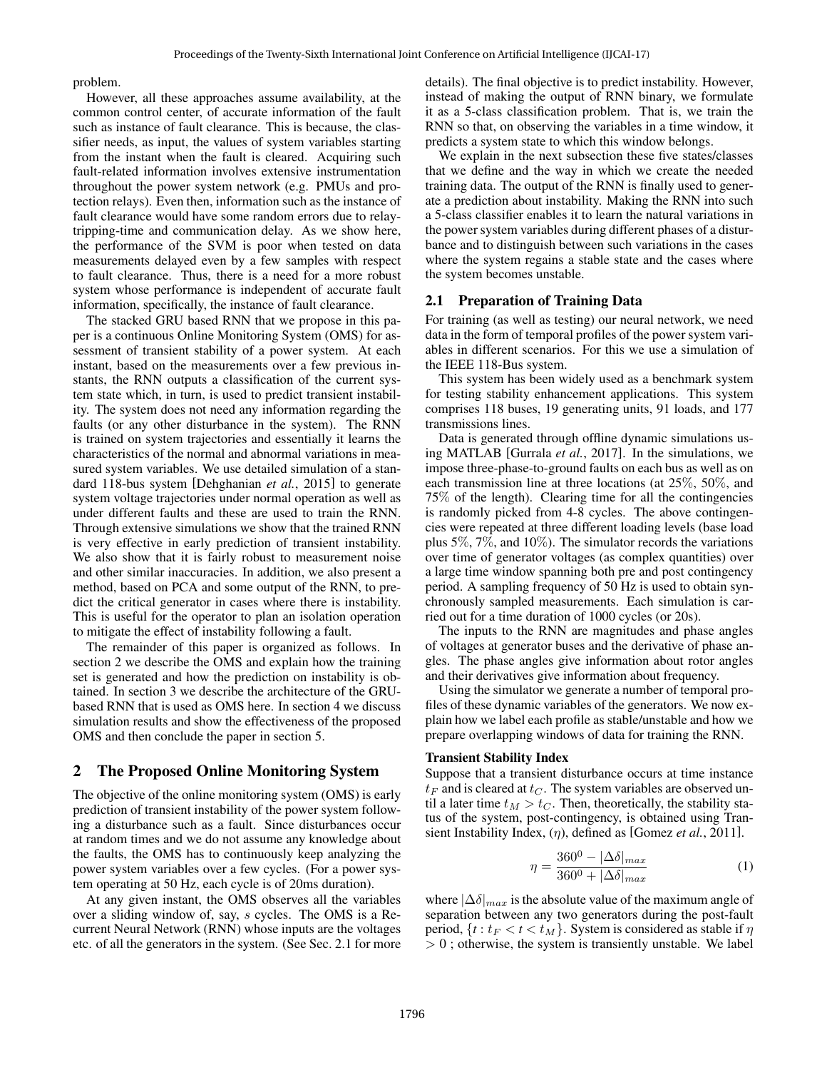problem.

However, all these approaches assume availability, at the common control center, of accurate information of the fault such as instance of fault clearance. This is because, the classifier needs, as input, the values of system variables starting from the instant when the fault is cleared. Acquiring such fault-related information involves extensive instrumentation throughout the power system network (e.g. PMUs and protection relays). Even then, information such as the instance of fault clearance would have some random errors due to relay-tripping-time and communication delay. As we show here, the performance of the SVM is poor when tested on data measurements delayed even by a few samples with respect to fault clearance. Thus, there is a need for a more robust system whose performance is independent of accurate fault information, specifically, the instance of fault clearance.

The stacked GRU based RNN that we propose in this paper is a continuous Online Monitoring System (OMS) for assessment of transient stability of a power system. At each instant, based on the measurements over a few previous instants, the RNN outputs a classification of the current system state which, in turn, is used to predict transient instability. The system does not need any information regarding the faults (or any other disturbance in the system). The RNN is trained on system trajectories and essentially it learns the characteristics of the normal and abnormal variations in measured system variables. We use detailed simulation of a standard 118-bus system [Dehghanian *et al.*, 2015] to generate system voltage trajectories under normal operation as well as under different faults and these are used to train the RNN. Through extensive simulations we show that the trained RNN is very effective in early prediction of transient instability. We also show that it is fairly robust to measurement noise and other similar inaccuracies. In addition, we also present a method, based on PCA and some output of the RNN, to predict the critical generator in cases where there is instability. This is useful for the operator to plan an isolation operation to mitigate the effect of instability following a fault.

The remainder of this paper is organized as follows. In section 2 we describe the OMS and explain how the training set is generated and how the prediction on instability is obtained. In section 3 we describe the architecture of the GRU-based RNN that is used as OMS here. In section 4 we discuss simulation results and show the effectiveness of the proposed OMS and then conclude the paper in section 5.

## 2 The Proposed Online Monitoring System

The objective of the online monitoring system (OMS) is early prediction of transient instability of the power system following a disturbance such as a fault. Since disturbances occur at random times and we do not assume any knowledge about the faults, the OMS has to continuously keep analyzing the power system variables over a few cycles. (For a power system operating at 50 Hz, each cycle is of 20ms duration).

At any given instant, the OMS observes all the variables over a sliding window of, say, $s$ cycles. The OMS is a Recurrent Neural Network (RNN) whose inputs are the voltages etc. of all the generators in the system. (See Sec. 2.1 for more details). The final objective is to predict instability. However, instead of making the output of RNN binary, we formulate it as a 5-class classification problem. That is, we train the RNN so that, on observing the variables in a time window, it predicts a system state to which this window belongs.

We explain in the next subsection these five states/classes that we define and the way in which we create the needed training data. The output of the RNN is finally used to generate a prediction about instability. Making the RNN into such a 5-class classifier enables it to learn the natural variations in the power system variables during different phases of a disturbance and to distinguish between such variations in the cases where the system regains a stable state and the cases where the system becomes unstable.

### 2.1 Preparation of Training Data

For training (as well as testing) our neural network, we need data in the form of temporal profiles of the power system variables in different scenarios. For this we use a simulation of the IEEE 118-Bus system.

This system has been widely used as a benchmark system for testing stability enhancement applications. This system comprises 118 buses, 19 generating units, 91 loads, and 177 transmissions lines.

Data is generated through offline dynamic simulations using MATLAB [Gurrala *et al.*, 2017]. In the simulations, we impose three-phase-to-ground faults on each bus as well as on each transmission line at three locations (at 25%, 50%, and 75% of the length). Clearing time for all the contingencies is randomly picked from 4-8 cycles. The above contingencies were repeated at three different loading levels (base load plus 5%, 7%, and 10%). The simulator records the variations over time of generator voltages (as complex quantities) over a large time window spanning both pre and post contingency period. A sampling frequency of 50 Hz is used to obtain synchronously sampled measurements. Each simulation is carried out for a time duration of 1000 cycles (or 20s).

The inputs to the RNN are magnitudes and phase angles of voltages at generator buses and the derivative of phase angles. The phase angles give information about rotor angles and their derivatives give information about frequency.

Using the simulator we generate a number of temporal profiles of these dynamic variables of the generators. We now explain how we label each profile as stable/unstable and how we prepare overlapping windows of data for training the RNN.

#### Transient Stability Index

Suppose that a transient disturbance occurs at time instance $t_F$ and is cleared at $t_C$. The system variables are observed until a later time $t_M > t_C$. Then, theoretically, the stability status of the system, post-contingency, is obtained using Transient Instability Index, ($\eta$), defined as [Gomez *et al.*, 2011].

$$\eta = \frac{360^0 - |\Delta\delta|_{max}}{360^0 + |\Delta\delta|_{max}} \tag{1}$$

where $|\Delta\delta|_{max}$ is the absolute value of the maximum angle of separation between any two generators during the post-fault period, $\{t : t_F < t < t_M\}$. System is considered as stable if $\eta > 0$ ; otherwise, the system is transiently unstable. We label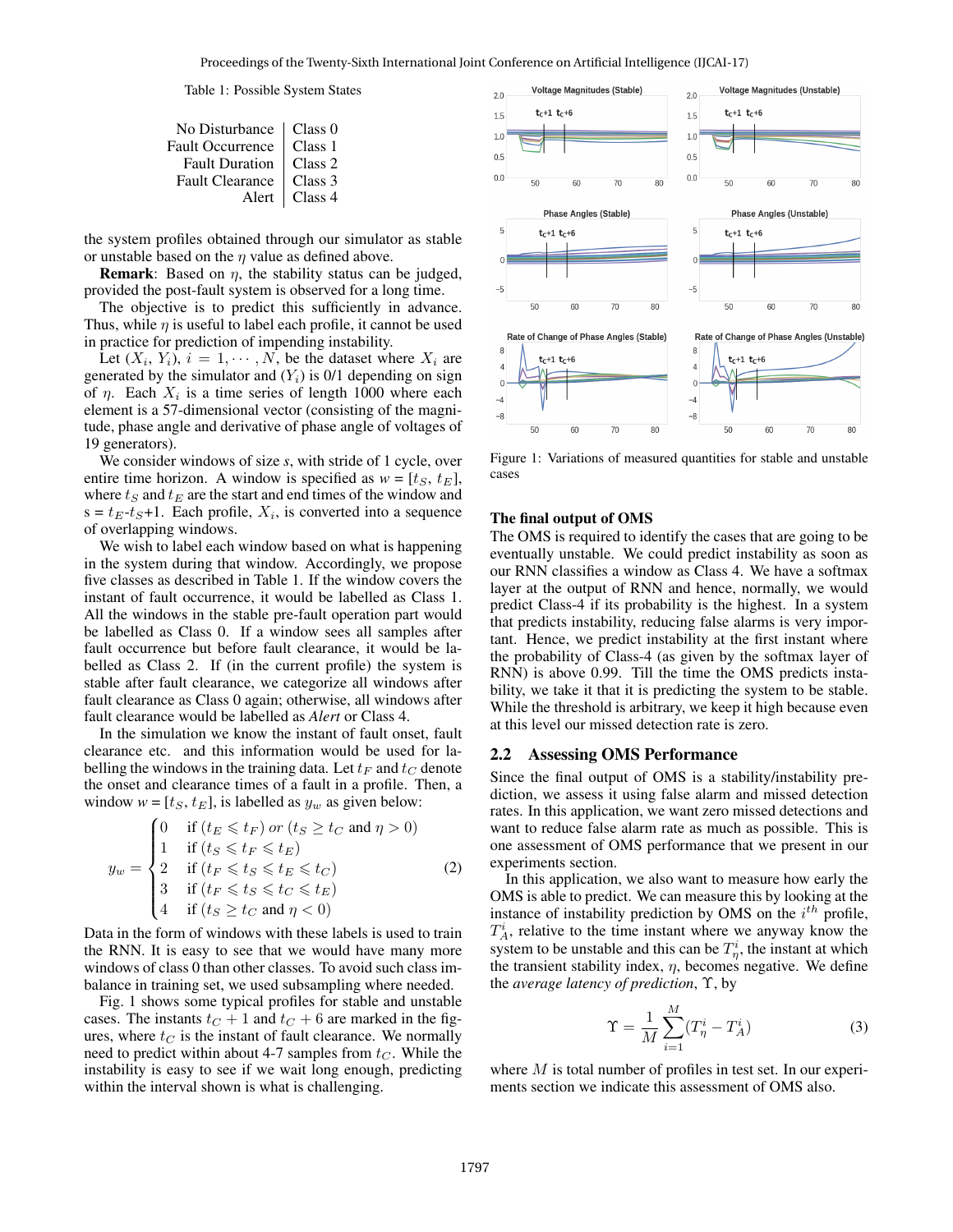Table 1: Possible System States

| | |
|---|---|
| No Disturbance | Class 0 |
| Fault Occurrence | Class 1 |
| Fault Duration | Class 2 |
| Fault Clearance | Class 3 |
| Alert | Class 4 |

the system profiles obtained through our simulator as stable or unstable based on the $\eta$ value as defined above.

**Remark**: Based on $\eta$, the stability status can be judged, provided the post-fault system is observed for a long time.

The objective is to predict this sufficiently in advance. Thus, while $\eta$ is useful to label each profile, it cannot be used in practice for prediction of impending instability.

Let $(X_i, Y_i)$, $i = 1, \cdots, N$, be the dataset where $X_i$ are generated by the simulator and $(Y_i)$ is 0/1 depending on sign of $\eta$. Each $X_i$ is a time series of length 1000 where each element is a 57-dimensional vector (consisting of the magnitude, phase angle and derivative of phase angle of voltages of 19 generators).

We consider windows of size *s*, with stride of 1 cycle, over entire time horizon. A window is specified as $w = [t_S, t_E]$, where $t_S$ and $t_E$ are the start and end times of the window and $s = t_E$-$t_S$+1. Each profile, $X_i$, is converted into a sequence of overlapping windows.

We wish to label each window based on what is happening in the system during that window. Accordingly, we propose five classes as described in Table 1. If the window covers the instant of fault occurrence, it would be labelled as Class 1. All the windows in the stable pre-fault operation part would be labelled as Class 0. If a window sees all samples after fault occurrence but before fault clearance, it would be labelled as Class 2. If (in the current profile) the system is stable after fault clearance, we categorize all windows after fault clearance as Class 0 again; otherwise, all windows after fault clearance would be labelled as *Alert* or Class 4.

In the simulation we know the instant of fault onset, fault clearance etc. and this information would be used for labelling the windows in the training data. Let $t_F$ and $t_C$ denote the onset and clearance times of a fault in a profile. Then, a window $w = [t_S, t_E]$, is labelled as $y_w$ as given below:

$$y_w = \begin{cases} 0 & \text{if } (t_E \leqslant t_F) \text{ } or \text{ } (t_S \geq t_C \text{ and } \eta > 0) \\ 1 & \text{if } (t_S \leqslant t_F \leqslant t_E) \\ 2 & \text{if } (t_F \leqslant t_S \leqslant t_E \leqslant t_C) \\ 3 & \text{if } (t_F \leqslant t_S \leqslant t_C \leqslant t_E) \\ 4 & \text{if } (t_S \geq t_C \text{ and } \eta < 0) \end{cases} \tag{2}$$

Data in the form of windows with these labels is used to train the RNN. It is easy to see that we would have many more windows of class 0 than other classes. To avoid such class imbalance in training set, we used subsampling where needed.

Fig. 1 shows some typical profiles for stable and unstable cases. The instants $t_C + 1$ and $t_C + 6$ are marked in the figures, where $t_C$ is the instant of fault clearance. We normally need to predict within about 4-7 samples from $t_C$. While the instability is easy to see if we wait long enough, predicting within the interval shown is what is challenging.

Figure 1: Variations of measured quantities for stable and unstable cases

**The final output of OMS**

The OMS is required to identify the cases that are going to be eventually unstable. We could predict instability as soon as our RNN classifies a window as Class 4. We have a softmax layer at the output of RNN and hence, normally, we would predict Class-4 if its probability is the highest. In a system that predicts instability, reducing false alarms is very important. Hence, we predict instability at the first instant where the probability of Class-4 (as given by the softmax layer of RNN) is above 0.99. Till the time the OMS predicts instability, we take it that it is predicting the system to be stable. While the threshold is arbitrary, we keep it high because even at this level our missed detection rate is zero.

## 2.2 Assessing OMS Performance

Since the final output of OMS is a stability/instability prediction, we assess it using false alarm and missed detection rates. In this application, we want zero missed detections and want to reduce false alarm rate as much as possible. This is one assessment of OMS performance that we present in our experiments section.

In this application, we also want to measure how early the OMS is able to predict. We can measure this by looking at the instance of instability prediction by OMS on the $i^{th}$ profile, $T_A^i$, relative to the time instant where we anyway know the system to be unstable and this can be $T_\eta^i$, the instant at which the transient stability index, $\eta$, becomes negative. We define the *average latency of prediction*, $\Upsilon$, by

$$\Upsilon = \frac{1}{M} \sum_{i=1}^{M} (T_\eta^i - T_A^i) \tag{3}$$

where $M$ is total number of profiles in test set. In our experiments section we indicate this assessment of OMS also.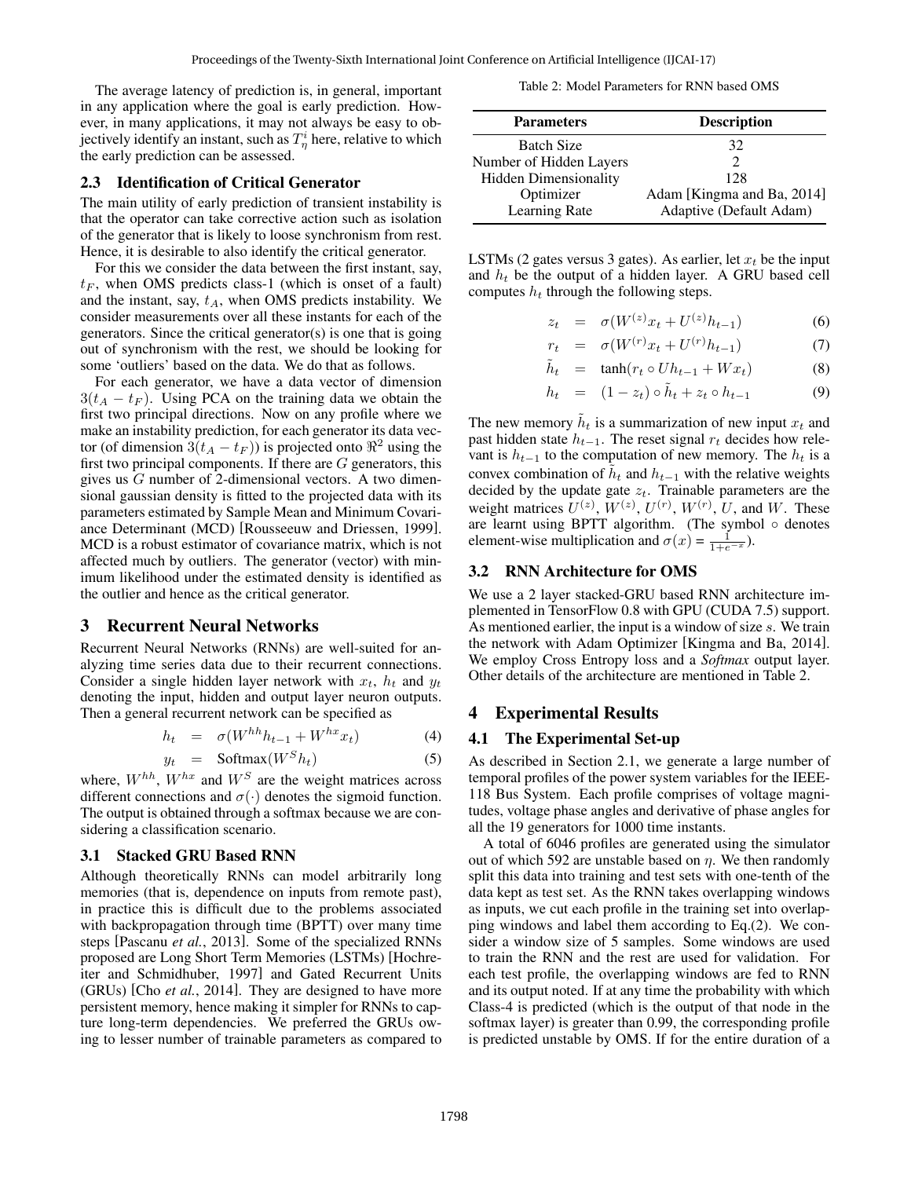The average latency of prediction is, in general, important in any application where the goal is early prediction. However, in many applications, it may not always be easy to objectively identify an instant, such as $T_{\eta}^{i}$ here, relative to which the early prediction can be assessed.

### 2.3 Identification of Critical Generator

The main utility of early prediction of transient instability is that the operator can take corrective action such as isolation of the generator that is likely to loose synchronism from rest. Hence, it is desirable to also identify the critical generator.

For this we consider the data between the first instant, say, $t_F$, when OMS predicts class-1 (which is onset of a fault) and the instant, say, $t_A$, when OMS predicts instability. We consider measurements over all these instants for each of the generators. Since the critical generator(s) is one that is going out of synchronism with the rest, we should be looking for some 'outliers' based on the data. We do that as follows.

For each generator, we have a data vector of dimension $3(t_A - t_F)$. Using PCA on the training data we obtain the first two principal directions. Now on any profile where we make an instability prediction, for each generator its data vector (of dimension $3(t_A - t_F)$) is projected onto $\Re^2$ using the first two principal components. If there are $G$ generators, this gives us $G$ number of 2-dimensional vectors. A two dimensional gaussian density is fitted to the projected data with its parameters estimated by Sample Mean and Minimum Covariance Determinant (MCD) [Rousseeuw and Driessen, 1999]. MCD is a robust estimator of covariance matrix, which is not affected much by outliers. The generator (vector) with minimum likelihood under the estimated density is identified as the outlier and hence as the critical generator.

## 3 Recurrent Neural Networks

Recurrent Neural Networks (RNNs) are well-suited for analyzing time series data due to their recurrent connections. Consider a single hidden layer network with $x_t$, $h_t$ and $y_t$ denoting the input, hidden and output layer neuron outputs. Then a general recurrent network can be specified as

$$h_t = \sigma(W^{hh} h_{t-1} + W^{hx} x_t) \tag{4}$$

$$y_t = \text{Softmax}(W^{S} h_t) \tag{5}$$

where, $W^{hh}$, $W^{hx}$ and $W^{S}$ are the weight matrices across different connections and $\sigma(\cdot)$ denotes the sigmoid function. The output is obtained through a softmax because we are considering a classification scenario.

### 3.1 Stacked GRU Based RNN

Although theoretically RNNs can model arbitrarily long memories (that is, dependence on inputs from remote past), in practice this is difficult due to the problems associated with backpropagation through time (BPTT) over many time steps [Pascanu *et al.*, 2013]. Some of the specialized RNNs proposed are Long Short Term Memories (LSTMs) [Hochreiter and Schmidhuber, 1997] and Gated Recurrent Units (GRUs) [Cho *et al.*, 2014]. They are designed to have more persistent memory, hence making it simpler for RNNs to capture long-term dependencies. We preferred the GRUs owing to lesser number of trainable parameters as compared to LSTMs (2 gates versus 3 gates). As earlier, let $x_t$ be the input and $h_t$ be the output of a hidden layer. A GRU based cell computes $h_t$ through the following steps.

$$z_t = \sigma(W^{(z)} x_t + U^{(z)} h_{t-1}) \tag{6}$$

$$r_t = \sigma(W^{(r)} x_t + U^{(r)} h_{t-1}) \tag{7}$$

$$\tilde{h}_t = \tanh(r_t \circ U h_{t-1} + W x_t) \tag{8}$$

$$h_t = (1 - z_t) \circ \tilde{h}_t + z_t \circ h_{t-1} \tag{9}$$

The new memory $\tilde{h}_t$ is a summarization of new input $x_t$ and past hidden state $h_{t-1}$. The reset signal $r_t$ decides how relevant is $h_{t-1}$ to the computation of new memory. The $h_t$ is a convex combination of $\tilde{h}_t$ and $h_{t-1}$ with the relative weights decided by the update gate $z_t$. Trainable parameters are the weight matrices $U^{(z)}$, $W^{(z)}$, $U^{(r)}$, $W^{(r)}$, $U$, and $W$. These are learnt using BPTT algorithm. (The symbol $\circ$ denotes element-wise multiplication and $\sigma(x) = \frac{1}{1+e^{-x}}$).

Table 2: Model Parameters for RNN based OMS

| Parameters | Description |
|---|---|
| Batch Size | 32 |
| Number of Hidden Layers | 2 |
| Hidden Dimensionality | 128 |
| Optimizer | Adam [Kingma and Ba, 2014] |
| Learning Rate | Adaptive (Default Adam) |

### 3.2 RNN Architecture for OMS

We use a 2 layer stacked-GRU based RNN architecture implemented in TensorFlow 0.8 with GPU (CUDA 7.5) support. As mentioned earlier, the input is a window of size $s$. We train the network with Adam Optimizer [Kingma and Ba, 2014]. We employ Cross Entropy loss and a *Softmax* output layer. Other details of the architecture are mentioned in Table 2.

## 4 Experimental Results

### 4.1 The Experimental Set-up

As described in Section 2.1, we generate a large number of temporal profiles of the power system variables for the IEEE-118 Bus System. Each profile comprises of voltage magnitudes, voltage phase angles and derivative of phase angles for all the 19 generators for 1000 time instants.

A total of 6046 profiles are generated using the simulator out of which 592 are unstable based on $\eta$. We then randomly split this data into training and test sets with one-tenth of the data kept as test set. As the RNN takes overlapping windows as inputs, we cut each profile in the training set into overlapping windows and label them according to Eq.(2). We consider a window size of 5 samples. Some windows are used to train the RNN and the rest are used for validation. For each test profile, the overlapping windows are fed to RNN and its output noted. If at any time the probability with which Class-4 is predicted (which is the output of that node in the softmax layer) is greater than 0.99, the corresponding profile is predicted unstable by OMS. If for the entire duration of a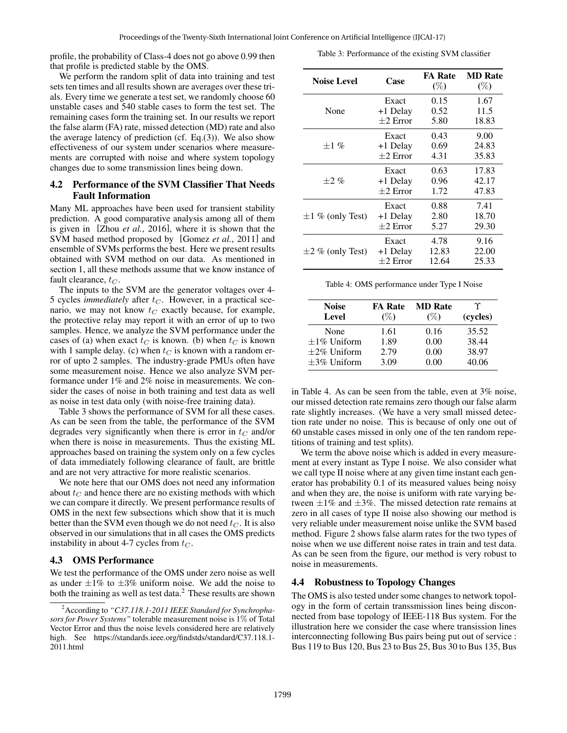profile, the probability of Class-4 does not go above 0.99 then that profile is predicted stable by the OMS.

We perform the random split of data into training and test sets ten times and all results shown are averages over these trials. Every time we generate a test set, we randomly choose 60 unstable cases and 540 stable cases to form the test set. The remaining cases form the training set. In our results we report the false alarm (FA) rate, missed detection (MD) rate and also the average latency of prediction (cf. Eq.(3)). We also show effectiveness of our system under scenarios where measurements are corrupted with noise and where system topology changes due to some transmission lines being down.

### 4.2 Performance of the SVM Classifier That Needs Fault Information

Many ML approaches have been used for transient stability prediction. A good comparative analysis among all of them is given in [Zhou *et al.*, 2016], where it is shown that the SVM based method proposed by [Gomez *et al.*, 2011] and ensemble of SVMs performs the best. Here we present results obtained with SVM method on our data. As mentioned in section 1, all these methods assume that we know instance of fault clearance, $t_C$.

The inputs to the SVM are the generator voltages over 4-5 cycles *immediately* after $t_C$. However, in a practical scenario, we may not know $t_C$ exactly because, for example, the protective relay may report it with an error of up to two samples. Hence, we analyze the SVM performance under the cases of (a) when exact $t_C$ is known. (b) when $t_C$ is known with 1 sample delay. (c) when $t_C$ is known with a random error of upto 2 samples. The industry-grade PMUs often have some measurement noise. Hence we also analyze SVM performance under 1% and 2% noise in measurements. We consider the cases of noise in both training and test data as well as noise in test data only (with noise-free training data).

Table 3 shows the performance of SVM for all these cases. As can be seen from the table, the performance of the SVM degrades very significantly when there is error in $t_C$ and/or when there is noise in measurements. Thus the existing ML approaches based on training the system only on a few cycles of data immediately following clearance of fault, are brittle and are not very attractive for more realistic scenarios.

We note here that our OMS does not need any information about $t_C$ and hence there are no existing methods with which we can compare it directly. We present performance results of OMS in the next few subsections which show that it is much better than the SVM even though we do not need $t_C$. It is also observed in our simulations that in all cases the OMS predicts instability in about 4-7 cycles from $t_C$.

### 4.3 OMS Performance

We test the performance of the OMS under zero noise as well as under $\pm1\%$ to $\pm3\%$ uniform noise. We add the noise to both the training as well as test data.[2] These results are shown in Table 4. As can be seen from the table, even at 3% noise, our missed detection rate remains zero though our false alarm rate slightly increases. (We have a very small missed detection rate under no noise. This is because of only one out of 60 unstable cases missed in only one of the ten random repetitions of training and test splits).

We term the above noise which is added in every measurement at every instant as Type I noise. We also consider what we call type II noise where at any given time instant each generator has probability 0.1 of its measured values being noisy and when they are, the noise is uniform with rate varying between $\pm1\%$ and $\pm3\%$. The missed detection rate remains at zero in all cases of type II noise also showing our method is very reliable under measurement noise unlike the SVM based method. Figure 2 shows false alarm rates for the two types of noise when we use different noise rates in train and test data. As can be seen from the figure, our method is very robust to noise in measurements.

### 4.4 Robustness to Topology Changes

The OMS is also tested under some changes to network topology in the form of certain transsmission lines being disconnected from base topology of IEEE-118 Bus system. For the illustration here we consider the case where transission lines interconnecting following Bus pairs being put out of service : Bus 119 to Bus 120, Bus 23 to Bus 25, Bus 30 to Bus 135, Bus

Table 3: Performance of the existing SVM classifier

| Noise Level | Case | FA Rate (%) | MD Rate (%) |
|---|---|---|---|
| None | Exact | 0.15 | 1.67 |
| | +1 Delay | 0.52 | 11.5 |
| | $\pm2$ Error | 5.80 | 18.83 |
| $\pm1$ % | Exact | 0.43 | 9.00 |
| | +1 Delay | 0.69 | 24.83 |
| | $\pm2$ Error | 4.31 | 35.83 |
| $\pm2$ % | Exact | 0.63 | 17.83 |
| | +1 Delay | 0.96 | 42.17 |
| | $\pm2$ Error | 1.72 | 47.83 |
| $\pm1$ % (only Test) | Exact | 0.88 | 7.41 |
| | +1 Delay | 2.80 | 18.70 |
| | $\pm2$ Error | 5.27 | 29.30 |
| $\pm2$ % (only Test) | Exact | 4.78 | 9.16 |
| | +1 Delay | 12.83 | 22.00 |
| | $\pm2$ Error | 12.64 | 25.33 |

Table 4: OMS performance under Type I Noise

| Noise Level | FA Rate (%) | MD Rate (%) | $\Upsilon$ (cycles) |
|---|---|---|---|
| None | 1.61 | 0.16 | 35.52 |
| $\pm1\%$ Uniform | 1.89 | 0.00 | 38.44 |
| $\pm2\%$ Uniform | 2.79 | 0.00 | 38.97 |
| $\pm3\%$ Uniform | 3.09 | 0.00 | 40.06 |

[2] According to *"C37.118.1-2011 IEEE Standard for Synchrophasors for Power Systems"* tolerable measurement noise is 1% of Total Vector Error and thus the noise levels considered here are relatively high. See https://standards.ieee.org/findstds/standard/C37.118.1-2011.html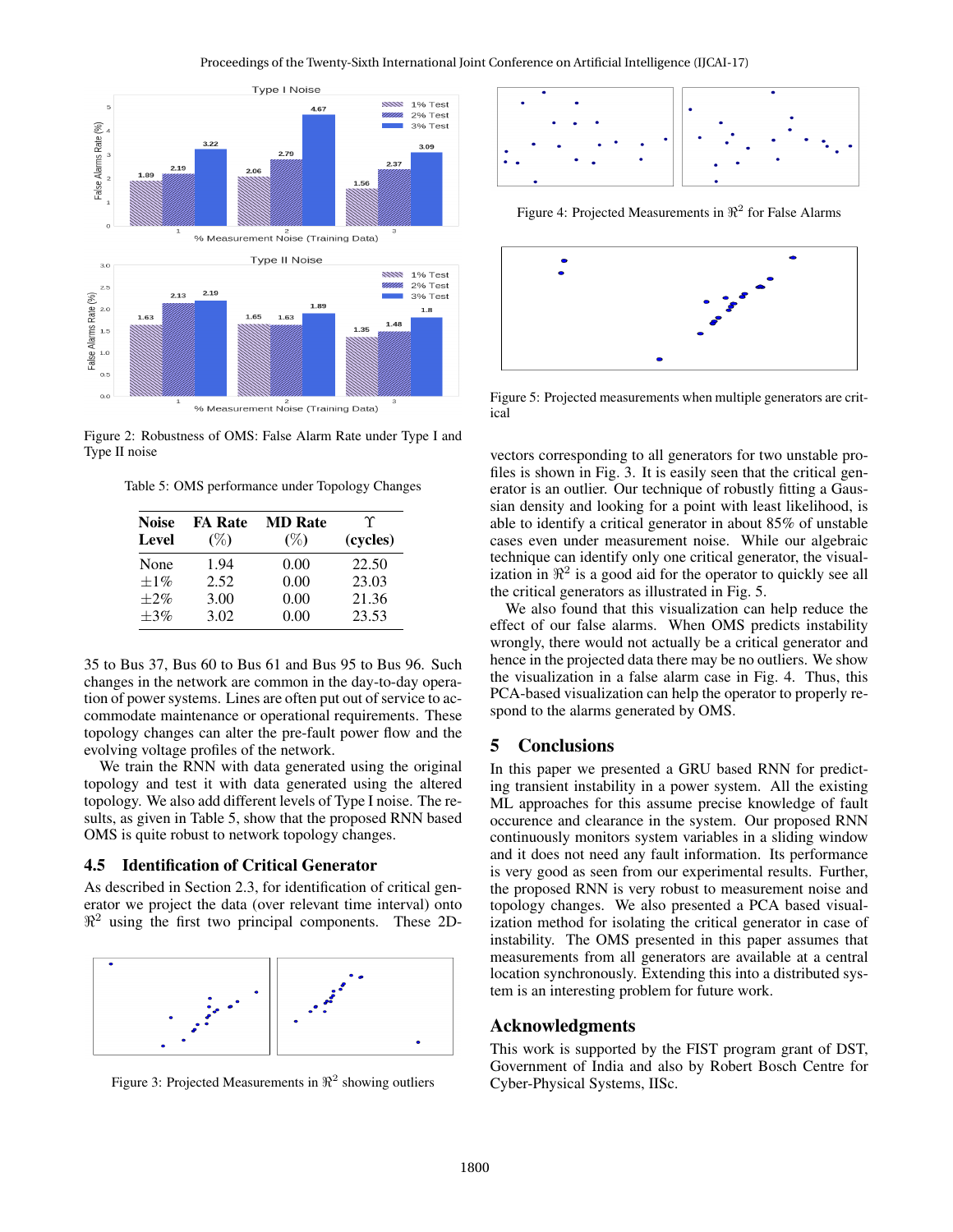Figure 2: Robustness of OMS: False Alarm Rate under Type I and Type II noise

Table 5: OMS performance under Topology Changes

| Noise Level | FA Rate (%) | MD Rate (%) | $\Upsilon$ (cycles) |
|---|---|---|---|
| None | 1.94 | 0.00 | 22.50 |
| ±1% | 2.52 | 0.00 | 23.03 |
| ±2% | 3.00 | 0.00 | 21.36 |
| ±3% | 3.02 | 0.00 | 23.53 |

35 to Bus 37, Bus 60 to Bus 61 and Bus 95 to Bus 96. Such changes in the network are common in the day-to-day operation of power systems. Lines are often put out of service to accommodate maintenance or operational requirements. These topology changes can alter the pre-fault power flow and the evolving voltage profiles of the network.

We train the RNN with data generated using the original topology and test it with data generated using the altered topology. We also add different levels of Type I noise. The results, as given in Table 5, show that the proposed RNN based OMS is quite robust to network topology changes.

### 4.5 Identification of Critical Generator

As described in Section 2.3, for identification of critical generator we project the data (over relevant time interval) onto $\Re^2$ using the first two principal components. These 2D-vectors corresponding to all generators for two unstable profiles is shown in Fig. 3. It is easily seen that the critical generator is an outlier. Our technique of robustly fitting a Gaussian density and looking for a point with least likelihood, is able to identify a critical generator in about 85% of unstable cases even under measurement noise. While our algebraic technique can identify only one critical generator, the visualization in $\Re^2$ is a good aid for the operator to quickly see all the critical generators as illustrated in Fig. 5.

Figure 3: Projected Measurements in $\Re^2$ showing outliers

Figure 4: Projected Measurements in $\Re^2$ for False Alarms

Figure 5: Projected measurements when multiple generators are critical

We also found that this visualization can help reduce the effect of our false alarms. When OMS predicts instability wrongly, there would not actually be a critical generator and hence in the projected data there may be no outliers. We show the visualization in a false alarm case in Fig. 4. Thus, this PCA-based visualization can help the operator to properly respond to the alarms generated by OMS.

## 5 Conclusions

In this paper we presented a GRU based RNN for predicting transient instability in a power system. All the existing ML approaches for this assume precise knowledge of fault occurence and clearance in the system. Our proposed RNN continuously monitors system variables in a sliding window and it does not need any fault information. Its performance is very good as seen from our experimental results. Further, the proposed RNN is very robust to measurement noise and topology changes. We also presented a PCA based visualization method for isolating the critical generator in case of instability. The OMS presented in this paper assumes that measurements from all generators are available at a central location synchronously. Extending this into a distributed system is an interesting problem for future work.

## Acknowledgments

This work is supported by the FIST program grant of DST, Government of India and also by Robert Bosch Centre for Cyber-Physical Systems, IISc.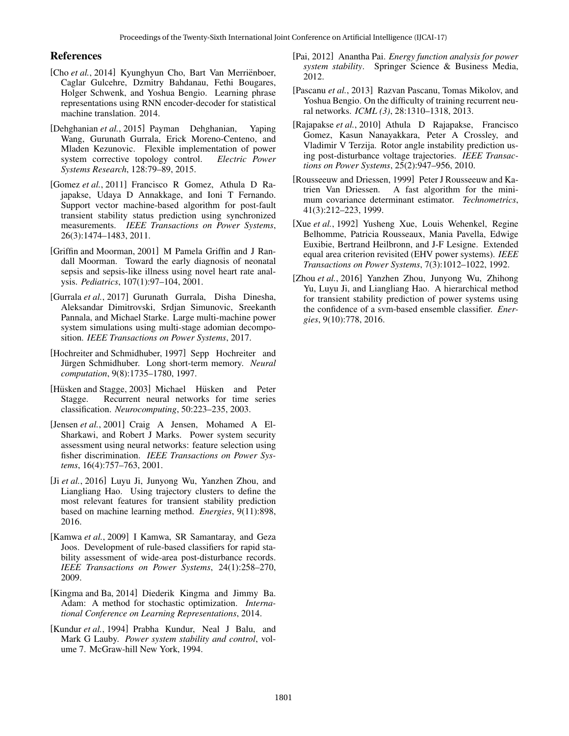## References

[Cho *et al.*, 2014] Kyunghyun Cho, Bart Van Merriënboer, Caglar Gulcehre, Dzmitry Bahdanau, Fethi Bougares, Holger Schwenk, and Yoshua Bengio. Learning phrase representations using RNN encoder-decoder for statistical machine translation. 2014.

[Dehghanian *et al.*, 2015] Payman Dehghanian, Yaping Wang, Gurunath Gurrala, Erick Moreno-Centeno, and Mladen Kezunovic. Flexible implementation of power system corrective topology control. *Electric Power Systems Research*, 128:79–89, 2015.

[Gomez *et al.*, 2011] Francisco R Gomez, Athula D Rajapakse, Udaya D Annakkage, and Ioni T Fernando. Support vector machine-based algorithm for post-fault transient stability status prediction using synchronized measurements. *IEEE Transactions on Power Systems*, 26(3):1474–1483, 2011.

[Griffin and Moorman, 2001] M Pamela Griffin and J Randall Moorman. Toward the early diagnosis of neonatal sepsis and sepsis-like illness using novel heart rate analysis. *Pediatrics*, 107(1):97–104, 2001.

[Gurrala *et al.*, 2017] Gurunath Gurrala, Disha Dinesha, Aleksandar Dimitrovski, Srdjan Simunovic, Sreekanth Pannala, and Michael Starke. Large multi-machine power system simulations using multi-stage adomian decomposition. *IEEE Transactions on Power Systems*, 2017.

[Hochreiter and Schmidhuber, 1997] Sepp Hochreiter and Jürgen Schmidhuber. Long short-term memory. *Neural computation*, 9(8):1735–1780, 1997.

[Hüsken and Stagge, 2003] Michael Hüsken and Peter Stagge. Recurrent neural networks for time series classification. *Neurocomputing*, 50:223–235, 2003.

[Jensen *et al.*, 2001] Craig A Jensen, Mohamed A El-Sharkawi, and Robert J Marks. Power system security assessment using neural networks: feature selection using fisher discrimination. *IEEE Transactions on Power Systems*, 16(4):757–763, 2001.

[Ji *et al.*, 2016] Luyu Ji, Junyong Wu, Yanzhen Zhou, and Liangliang Hao. Using trajectory clusters to define the most relevant features for transient stability prediction based on machine learning method. *Energies*, 9(11):898, 2016.

[Kamwa *et al.*, 2009] I Kamwa, SR Samantaray, and Geza Joos. Development of rule-based classifiers for rapid stability assessment of wide-area post-disturbance records. *IEEE Transactions on Power Systems*, 24(1):258–270, 2009.

[Kingma and Ba, 2014] Diederik Kingma and Jimmy Ba. Adam: A method for stochastic optimization. *International Conference on Learning Representations*, 2014.

[Kundur *et al.*, 1994] Prabha Kundur, Neal J Balu, and Mark G Lauby. *Power system stability and control*, volume 7. McGraw-hill New York, 1994.

[Pai, 2012] Anantha Pai. *Energy function analysis for power system stability*. Springer Science & Business Media, 2012.

[Pascanu *et al.*, 2013] Razvan Pascanu, Tomas Mikolov, and Yoshua Bengio. On the difficulty of training recurrent neural networks. *ICML (3)*, 28:1310–1318, 2013.

[Rajapakse *et al.*, 2010] Athula D Rajapakse, Francisco Gomez, Kasun Nanayakkara, Peter A Crossley, and Vladimir V Terzija. Rotor angle instability prediction using post-disturbance voltage trajectories. *IEEE Transactions on Power Systems*, 25(2):947–956, 2010.

[Rousseeuw and Driessen, 1999] Peter J Rousseeuw and Katrien Van Driessen. A fast algorithm for the minimum covariance determinant estimator. *Technometrics*, 41(3):212–223, 1999.

[Xue *et al.*, 1992] Yusheng Xue, Louis Wehenkel, Regine Belhomme, Patricia Rousseaux, Mania Pavella, Edwige Euxibie, Bertrand Heilbronn, and J-F Lesigne. Extended equal area criterion revisited (EHV power systems). *IEEE Transactions on Power Systems*, 7(3):1012–1022, 1992.

[Zhou *et al.*, 2016] Yanzhen Zhou, Junyong Wu, Zhihong Yu, Luyu Ji, and Liangliang Hao. A hierarchical method for transient stability prediction of power systems using the confidence of a svm-based ensemble classifier. *Energies*, 9(10):778, 2016.